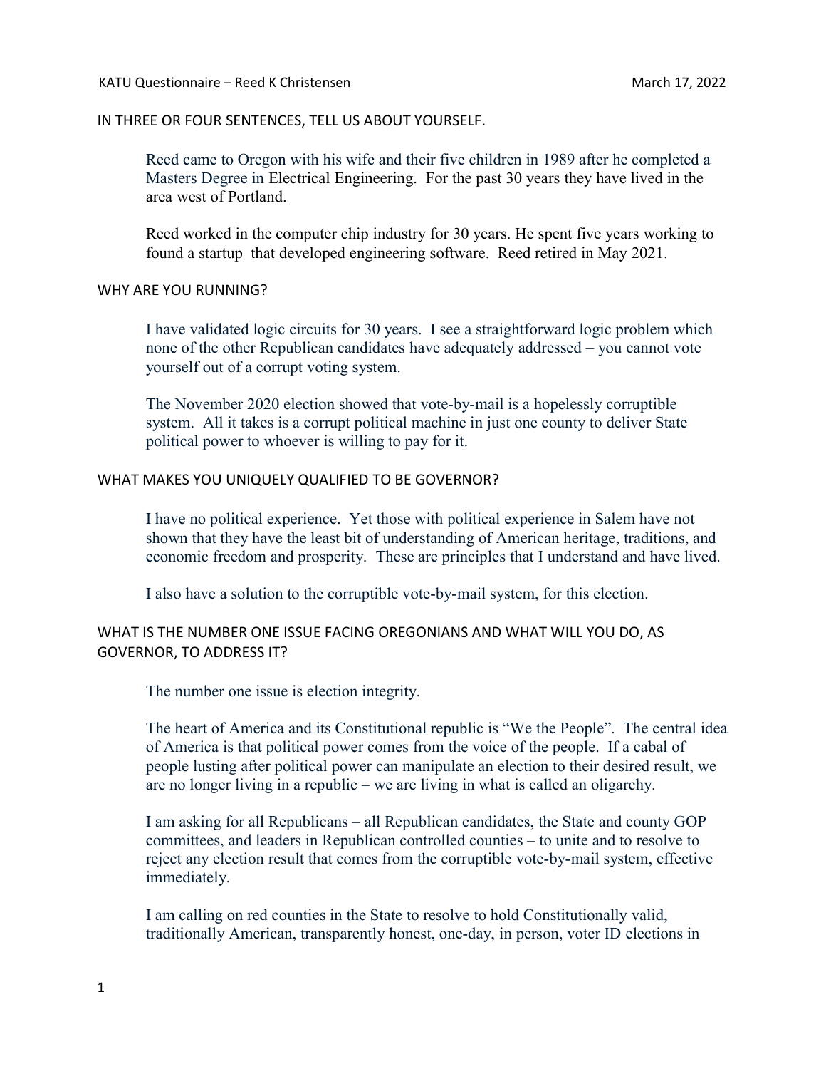KATU Questionnaire – Reed K Christensen March 17, 2022

## IN THREE OR FOUR SENTENCES, TELL US ABOUT YOURSELF.

Reed came to Oregon with his wife and their five children in 1989 after he completed a Masters Degree in Electrical Engineering. For the past 30 years they have lived in the area west of Portland.

Reed worked in the computer chip industry for 30 years. He spent five years working to found a startup that developed engineering software. Reed retired in May 2021.

## WHY ARE YOU RUNNING?

I have validated logic circuits for 30 years. I see a straightforward logic problem which none of the other Republican candidates have adequately addressed – you cannot vote yourself out of a corrupt voting system.

The November 2020 election showed that vote-by-mail is a hopelessly corruptible system. All it takes is a corrupt political machine in just one county to deliver State political power to whoever is willing to pay for it.

## WHAT MAKES YOU UNIQUELY QUALIFIED TO BE GOVERNOR?

I have no political experience. Yet those with political experience in Salem have not shown that they have the least bit of understanding of American heritage, traditions, and economic freedom and prosperity. These are principles that I understand and have lived.

I also have a solution to the corruptible vote-by-mail system, for this election.

## WHAT IS THE NUMBER ONE ISSUE FACING OREGONIANS AND WHAT WILL YOU DO, AS GOVERNOR, TO ADDRESS IT?

The number one issue is election integrity.

The heart of America and its Constitutional republic is "We the People". The central idea of America is that political power comes from the voice of the people. If a cabal of people lusting after political power can manipulate an election to their desired result, we are no longer living in a republic – we are living in what is called an oligarchy.

I am asking for all Republicans – all Republican candidates, the State and county GOP committees, and leaders in Republican controlled counties – to unite and to resolve to reject any election result that comes from the corruptible vote-by-mail system, effective immediately.

I am calling on red counties in the State to resolve to hold Constitutionally valid, traditionally American, transparently honest, one-day, in person, voter ID elections in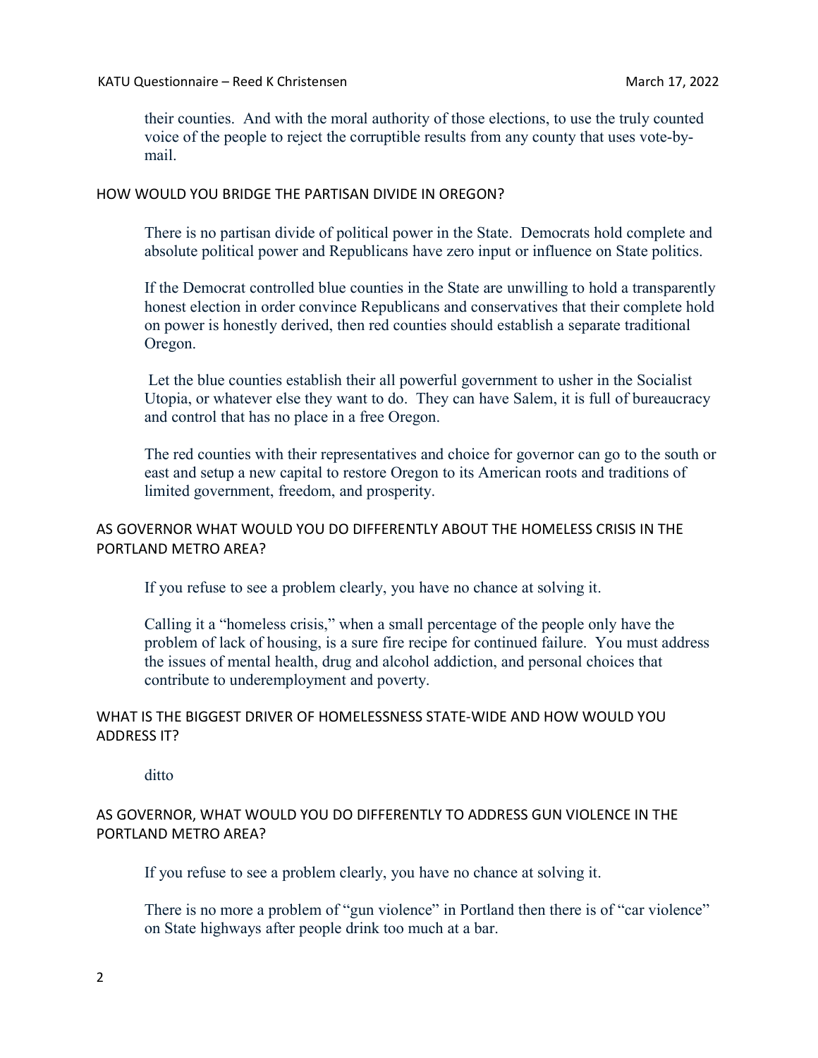their counties. And with the moral authority of those elections, to use the truly counted voice of the people to reject the corruptible results from any county that uses vote-by-mail.

## HOW WOULD YOU BRIDGE THE PARTISAN DIVIDE IN OREGON?

There is no partisan divide of political power in the State. Democrats hold complete and absolute political power and Republicans have zero input or influence on State politics.

If the Democrat controlled blue counties in the State are unwilling to hold a transparently honest election in order convince Republicans and conservatives that their complete hold on power is honestly derived, then red counties should establish a separate traditional Oregon.

Let the blue counties establish their all powerful government to usher in the Socialist Utopia, or whatever else they want to do. They can have Salem, it is full of bureaucracy and control that has no place in a free Oregon.

The red counties with their representatives and choice for governor can go to the south or east and setup a new capital to restore Oregon to its American roots and traditions of limited government, freedom, and prosperity.

## AS GOVERNOR WHAT WOULD YOU DO DIFFERENTLY ABOUT THE HOMELESS CRISIS IN THE PORTLAND METRO AREA?

If you refuse to see a problem clearly, you have no chance at solving it.

Calling it a "homeless crisis," when a small percentage of the people only have the problem of lack of housing, is a sure fire recipe for continued failure. You must address the issues of mental health, drug and alcohol addiction, and personal choices that contribute to underemployment and poverty.

## WHAT IS THE BIGGEST DRIVER OF HOMELESSNESS STATE-WIDE AND HOW WOULD YOU ADDRESS IT?

ditto

## AS GOVERNOR, WHAT WOULD YOU DO DIFFERENTLY TO ADDRESS GUN VIOLENCE IN THE PORTLAND METRO AREA?

If you refuse to see a problem clearly, you have no chance at solving it.

There is no more a problem of "gun violence" in Portland then there is of "car violence" on State highways after people drink too much at a bar.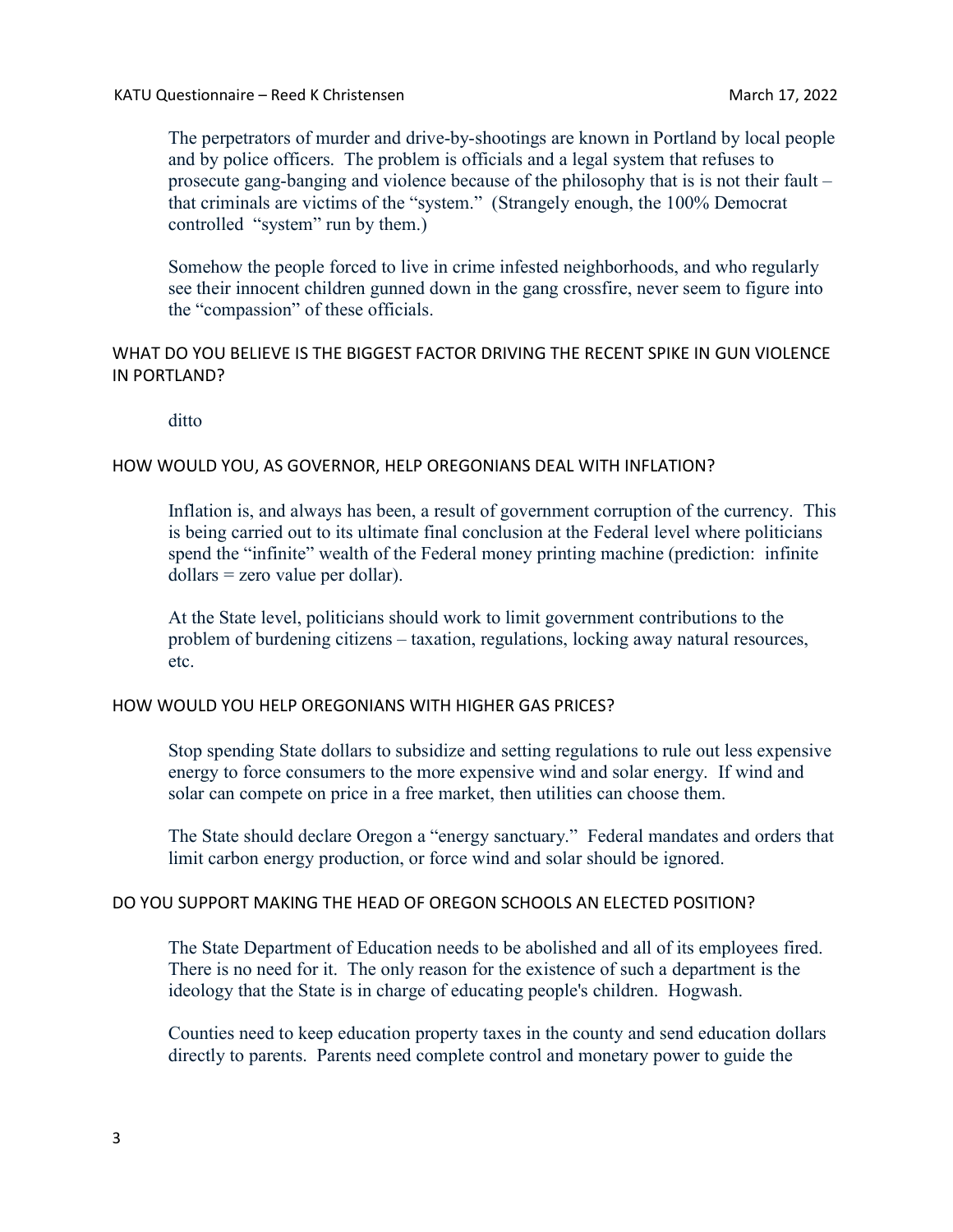The perpetrators of murder and drive-by-shootings are known in Portland by local people and by police officers. The problem is officials and a legal system that refuses to prosecute gang-banging and violence because of the philosophy that is is not their fault – that criminals are victims of the "system." (Strangely enough, the 100% Democrat controlled "system" run by them.)

Somehow the people forced to live in crime infested neighborhoods, and who regularly see their innocent children gunned down in the gang crossfire, never seem to figure into the "compassion" of these officials.

## WHAT DO YOU BELIEVE IS THE BIGGEST FACTOR DRIVING THE RECENT SPIKE IN GUN VIOLENCE IN PORTLAND?

ditto

## HOW WOULD YOU, AS GOVERNOR, HELP OREGONIANS DEAL WITH INFLATION?

Inflation is, and always has been, a result of government corruption of the currency. This is being carried out to its ultimate final conclusion at the Federal level where politicians spend the "infinite" wealth of the Federal money printing machine (prediction: infinite dollars = zero value per dollar).

At the State level, politicians should work to limit government contributions to the problem of burdening citizens – taxation, regulations, locking away natural resources, etc.

## HOW WOULD YOU HELP OREGONIANS WITH HIGHER GAS PRICES?

Stop spending State dollars to subsidize and setting regulations to rule out less expensive energy to force consumers to the more expensive wind and solar energy. If wind and solar can compete on price in a free market, then utilities can choose them.

The State should declare Oregon a "energy sanctuary." Federal mandates and orders that limit carbon energy production, or force wind and solar should be ignored.

## DO YOU SUPPORT MAKING THE HEAD OF OREGON SCHOOLS AN ELECTED POSITION?

The State Department of Education needs to be abolished and all of its employees fired. There is no need for it. The only reason for the existence of such a department is the ideology that the State is in charge of educating people's children. Hogwash.

Counties need to keep education property taxes in the county and send education dollars directly to parents. Parents need complete control and monetary power to guide the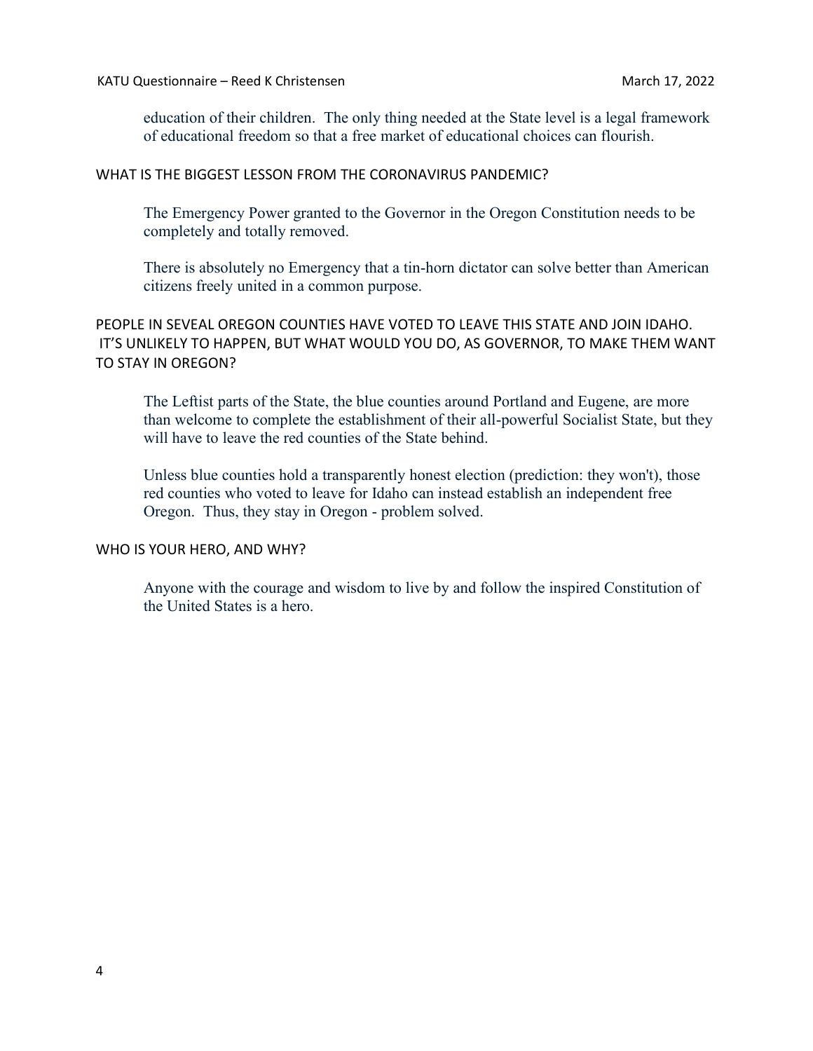education of their children. The only thing needed at the State level is a legal framework of educational freedom so that a free market of educational choices can flourish.

## WHAT IS THE BIGGEST LESSON FROM THE CORONAVIRUS PANDEMIC?

The Emergency Power granted to the Governor in the Oregon Constitution needs to be completely and totally removed.

There is absolutely no Emergency that a tin-horn dictator can solve better than American citizens freely united in a common purpose.

## PEOPLE IN SEVEAL OREGON COUNTIES HAVE VOTED TO LEAVE THIS STATE AND JOIN IDAHO. IT'S UNLIKELY TO HAPPEN, BUT WHAT WOULD YOU DO, AS GOVERNOR, TO MAKE THEM WANT TO STAY IN OREGON?

The Leftist parts of the State, the blue counties around Portland and Eugene, are more than welcome to complete the establishment of their all-powerful Socialist State, but they will have to leave the red counties of the State behind.

Unless blue counties hold a transparently honest election (prediction: they won't), those red counties who voted to leave for Idaho can instead establish an independent free Oregon. Thus, they stay in Oregon - problem solved.

## WHO IS YOUR HERO, AND WHY?

Anyone with the courage and wisdom to live by and follow the inspired Constitution of the United States is a hero.